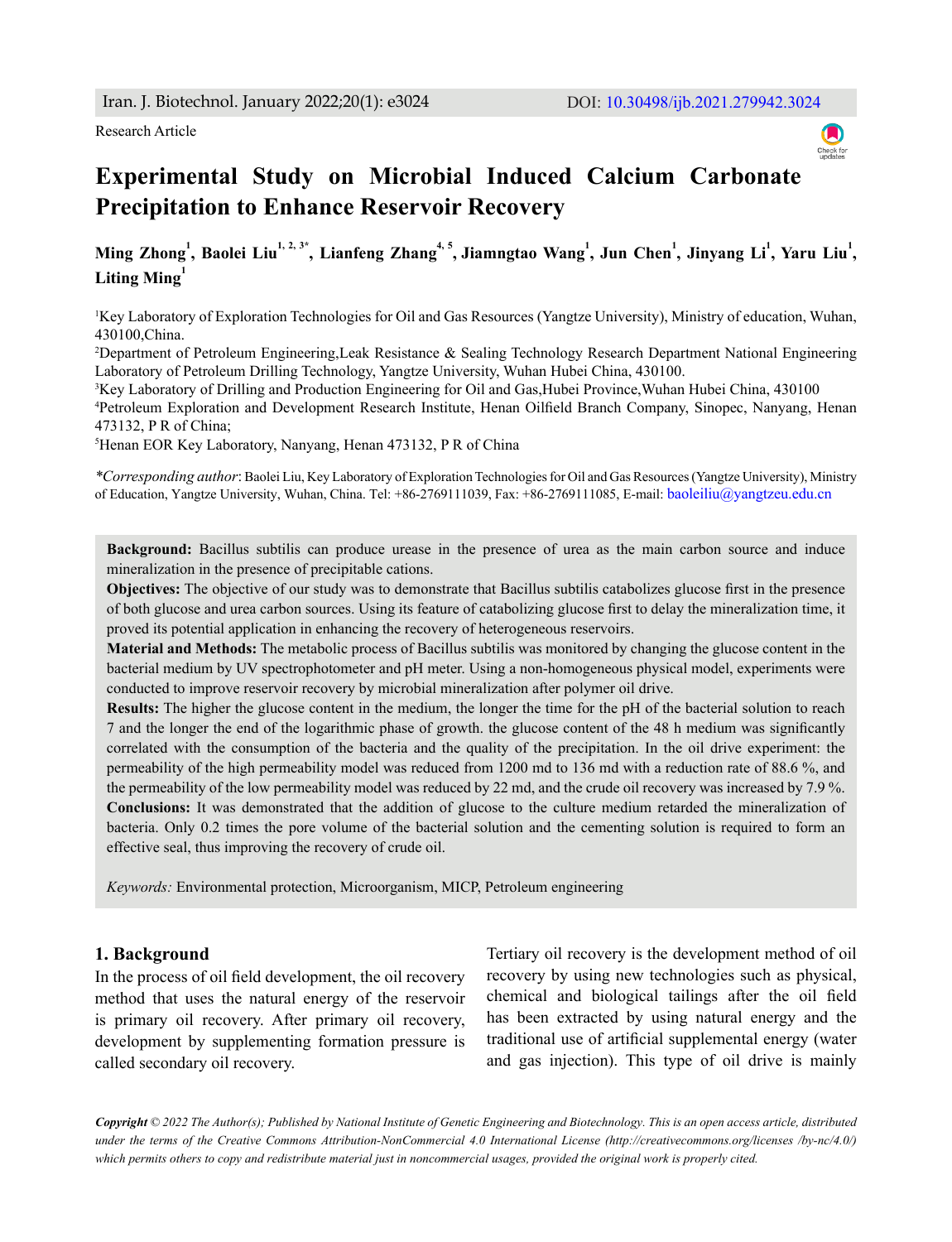Research Article

# Experimental Study on Microbial Induced Calcium Carbonate Precipitation to Enhance Reservoir Recovery

**Ming Zhong[1], Baolei Liu[1, 2, 3*], Lianfeng Zhang[4, 5], Jiamngtao Wang[1], Jun Chen[1], Jinyang Li[1], Yaru Liu[1], Liting Ming[1]**

[1]Key Laboratory of Exploration Technologies for Oil and Gas Resources (Yangtze University), Ministry of education, Wuhan, 430100,China.

[2]Department of Petroleum Engineering,Leak Resistance & Sealing Technology Research Department National Engineering Laboratory of Petroleum Drilling Technology, Yangtze University, Wuhan Hubei China, 430100.

[3]Key Laboratory of Drilling and Production Engineering for Oil and Gas,Hubei Province,Wuhan Hubei China, 430100

[4]Petroleum Exploration and Development Research Institute, Henan Oilfield Branch Company, Sinopec, Nanyang, Henan 473132, P R of China;

[5]Henan EOR Key Laboratory, Nanyang, Henan 473132, P R of China

*\*Corresponding author*: Baolei Liu, Key Laboratory of Exploration Technologies for Oil and Gas Resources (Yangtze University), Ministry of Education, Yangtze University, Wuhan, China. Tel: +86-2769111039, Fax: +86-2769111085, E-mail: baoleiliu@yangtzeu.edu.cn

**Background:** Bacillus subtilis can produce urease in the presence of urea as the main carbon source and induce mineralization in the presence of precipitable cations.

**Objectives:** The objective of our study was to demonstrate that Bacillus subtilis catabolizes glucose first in the presence of both glucose and urea carbon sources. Using its feature of catabolizing glucose first to delay the mineralization time, it proved its potential application in enhancing the recovery of heterogeneous reservoirs.

**Material and Methods:** The metabolic process of Bacillus subtilis was monitored by changing the glucose content in the bacterial medium by UV spectrophotometer and pH meter. Using a non-homogeneous physical model, experiments were conducted to improve reservoir recovery by microbial mineralization after polymer oil drive.

**Results:** The higher the glucose content in the medium, the longer the time for the pH of the bacterial solution to reach 7 and the longer the end of the logarithmic phase of growth. the glucose content of the 48 h medium was significantly correlated with the consumption of the bacteria and the quality of the precipitation. In the oil drive experiment: the permeability of the high permeability model was reduced from 1200 md to 136 md with a reduction rate of 88.6 %, and the permeability of the low permeability model was reduced by 22 md, and the crude oil recovery was increased by 7.9 %.

**Conclusions:** It was demonstrated that the addition of glucose to the culture medium retarded the mineralization of bacteria. Only 0.2 times the pore volume of the bacterial solution and the cementing solution is required to form an effective seal, thus improving the recovery of crude oil.

*Keywords:* Environmental protection, Microorganism, MICP, Petroleum engineering

## 1. Background

In the process of oil field development, the oil recovery method that uses the natural energy of the reservoir is primary oil recovery. After primary oil recovery, development by supplementing formation pressure is called secondary oil recovery.

Tertiary oil recovery is the development method of oil recovery by using new technologies such as physical, chemical and biological tailings after the oil field has been extracted by using natural energy and the traditional use of artificial supplemental energy (water and gas injection). This type of oil drive is mainly

***Copyright** © 2022 The Author(s); Published by National Institute of Genetic Engineering and Biotechnology. This is an open access article, distributed under the terms of the Creative Commons Attribution-NonCommercial 4.0 International License (http://creativecommons.org/licenses /by-nc/4.0/) which permits others to copy and redistribute material just in noncommercial usages, provided the original work is properly cited.*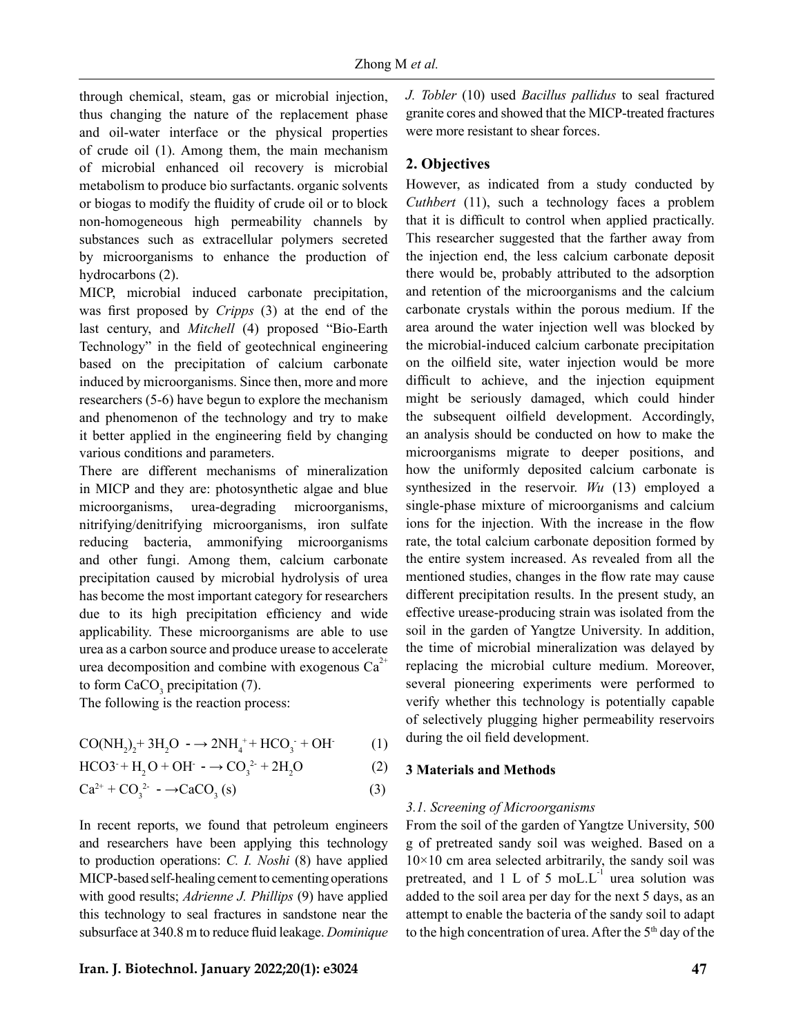through chemical, steam, gas or microbial injection, thus changing the nature of the replacement phase and oil-water interface or the physical properties of crude oil (1). Among them, the main mechanism of microbial enhanced oil recovery is microbial metabolism to produce bio surfactants. organic solvents or biogas to modify the fluidity of crude oil or to block non-homogeneous high permeability channels by substances such as extracellular polymers secreted by microorganisms to enhance the production of hydrocarbons (2).

MICP, microbial induced carbonate precipitation, was first proposed by *Cripps* (3) at the end of the last century, and *Mitchell* (4) proposed "Bio-Earth Technology" in the field of geotechnical engineering based on the precipitation of calcium carbonate induced by microorganisms. Since then, more and more researchers (5-6) have begun to explore the mechanism and phenomenon of the technology and try to make it better applied in the engineering field by changing various conditions and parameters.

There are different mechanisms of mineralization in MICP and they are: photosynthetic algae and blue microorganisms, urea-degrading microorganisms, nitrifying/denitrifying microorganisms, iron sulfate reducing bacteria, ammonifying microorganisms and other fungi. Among them, calcium carbonate precipitation caused by microbial hydrolysis of urea has become the most important category for researchers due to its high precipitation efficiency and wide applicability. These microorganisms are able to use urea as a carbon source and produce urease to accelerate urea decomposition and combine with exogenous $Ca^{2+}$ to form $CaCO_3$ precipitation (7).

The following is the reaction process:

$$CO(NH_2)_2 + 3H_2O \dashrightarrow 2NH_4^+ + HCO_3^- + OH^- \quad (1)$$

$$HCO3^- + H_2O + OH^- \dashrightarrow CO_3^{2-} + 2H_2O \quad (2)$$

$$Ca^{2+} + CO_3^{2-} \dashrightarrow CaCO_3\,(s) \quad (3)$$

In recent reports, we found that petroleum engineers and researchers have been applying this technology to production operations: *C. I. Noshi* (8) have applied MICP-based self-healing cement to cementing operations with good results; *Adrienne J. Phillips* (9) have applied this technology to seal fractures in sandstone near the subsurface at 340.8 m to reduce fluid leakage. *Dominique J. Tobler* (10) used *Bacillus pallidus* to seal fractured granite cores and showed that the MICP-treated fractures were more resistant to shear forces.

## 2. Objectives

However, as indicated from a study conducted by *Cuthbert* (11), such a technology faces a problem that it is difficult to control when applied practically. This researcher suggested that the farther away from the injection end, the less calcium carbonate deposit there would be, probably attributed to the adsorption and retention of the microorganisms and the calcium carbonate crystals within the porous medium. If the area around the water injection well was blocked by the microbial-induced calcium carbonate precipitation on the oilfield site, water injection would be more difficult to achieve, and the injection equipment might be seriously damaged, which could hinder the subsequent oilfield development. Accordingly, an analysis should be conducted on how to make the microorganisms migrate to deeper positions, and how the uniformly deposited calcium carbonate is synthesized in the reservoir. *Wu* (13) employed a single-phase mixture of microorganisms and calcium ions for the injection. With the increase in the flow rate, the total calcium carbonate deposition formed by the entire system increased. As revealed from all the mentioned studies, changes in the flow rate may cause different precipitation results. In the present study, an effective urease-producing strain was isolated from the soil in the garden of Yangtze University. In addition, the time of microbial mineralization was delayed by replacing the microbial culture medium. Moreover, several pioneering experiments were performed to verify whether this technology is potentially capable of selectively plugging higher permeability reservoirs during the oil field development.

## 3 Materials and Methods

### *3.1. Screening of Microorganisms*

From the soil of the garden of Yangtze University, 500 g of pretreated sandy soil was weighed. Based on a 10×10 cm area selected arbitrarily, the sandy soil was pretreated, and 1 L of 5 $moL.L^{-1}$ urea solution was added to the soil area per day for the next 5 days, as an attempt to enable the bacteria of the sandy soil to adapt to the high concentration of urea. After the $5^{th}$ day of the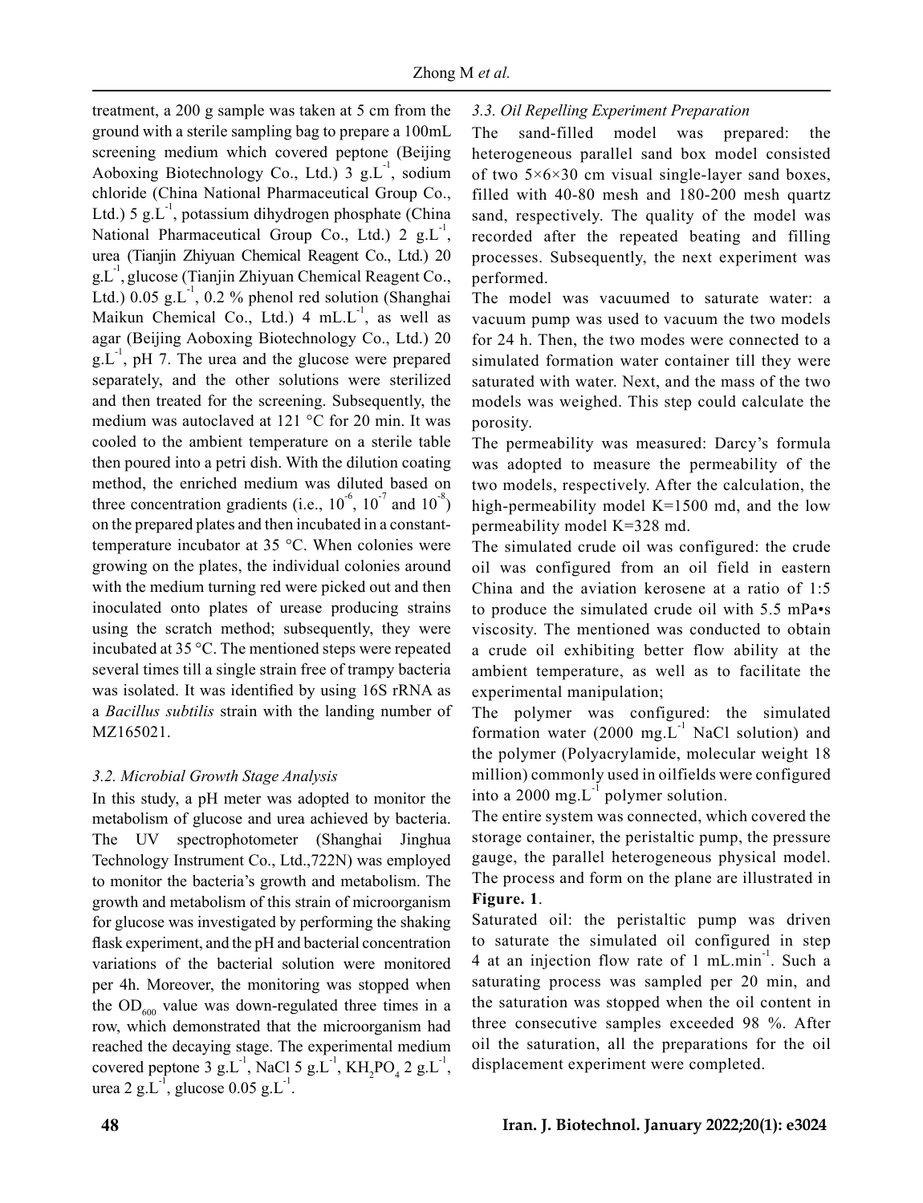treatment, a 200 g sample was taken at 5 cm from the ground with a sterile sampling bag to prepare a 100mL screening medium which covered peptone (Beijing Aoboxing Biotechnology Co., Ltd.) 3 $g.L^{-1}$, sodium chloride (China National Pharmaceutical Group Co., Ltd.) 5 $g.L^{-1}$, potassium dihydrogen phosphate (China National Pharmaceutical Group Co., Ltd.) 2 $g.L^{-1}$, urea (Tianjin Zhiyuan Chemical Reagent Co., Ltd.) 20 $g.L^{-1}$, glucose (Tianjin Zhiyuan Chemical Reagent Co., Ltd.) 0.05 $g.L^{-1}$, 0.2 % phenol red solution (Shanghai Maikun Chemical Co., Ltd.) 4 $mL.L^{-1}$, as well as agar (Beijing Aoboxing Biotechnology Co., Ltd.) 20 $g.L^{-1}$, pH 7. The urea and the glucose were prepared separately, and the other solutions were sterilized and then treated for the screening. Subsequently, the medium was autoclaved at 121 °C for 20 min. It was cooled to the ambient temperature on a sterile table then poured into a petri dish. With the dilution coating method, the enriched medium was diluted based on three concentration gradients (i.e., $10^{-6}$, $10^{-7}$ and $10^{-8}$) on the prepared plates and then incubated in a constant-temperature incubator at 35 °C. When colonies were growing on the plates, the individual colonies around with the medium turning red were picked out and then inoculated onto plates of urease producing strains using the scratch method; subsequently, they were incubated at 35 °C. The mentioned steps were repeated several times till a single strain free of trampy bacteria was isolated. It was identified by using 16S rRNA as a *Bacillus subtilis* strain with the landing number of MZ165021.

### 3.2. Microbial Growth Stage Analysis

In this study, a pH meter was adopted to monitor the metabolism of glucose and urea achieved by bacteria. The UV spectrophotometer (Shanghai Jinghua Technology Instrument Co., Ltd.,722N) was employed to monitor the bacteria's growth and metabolism. The growth and metabolism of this strain of microorganism for glucose was investigated by performing the shaking flask experiment, and the pH and bacterial concentration variations of the bacterial solution were monitored per 4h. Moreover, the monitoring was stopped when the $OD_{600}$ value was down-regulated three times in a row, which demonstrated that the microorganism had reached the decaying stage. The experimental medium covered peptone 3 $g.L^{-1}$, NaCl 5 $g.L^{-1}$, $KH_2PO_4$ 2 $g.L^{-1}$, urea 2 $g.L^{-1}$, glucose 0.05 $g.L^{-1}$.

### 3.3. Oil Repelling Experiment Preparation

The sand-filled model was prepared: the heterogeneous parallel sand box model consisted of two 5×6×30 cm visual single-layer sand boxes, filled with 40-80 mesh and 180-200 mesh quartz sand, respectively. The quality of the model was recorded after the repeated beating and filling processes. Subsequently, the next experiment was performed.

The model was vacuumed to saturate water: a vacuum pump was used to vacuum the two models for 24 h. Then, the two modes were connected to a simulated formation water container till they were saturated with water. Next, and the mass of the two models was weighed. This step could calculate the porosity.

The permeability was measured: Darcy's formula was adopted to measure the permeability of the two models, respectively. After the calculation, the high-permeability model K=1500 md, and the low permeability model K=328 md.

The simulated crude oil was configured: the crude oil was configured from an oil field in eastern China and the aviation kerosene at a ratio of 1:5 to produce the simulated crude oil with 5.5 mPa•s viscosity. The mentioned was conducted to obtain a crude oil exhibiting better flow ability at the ambient temperature, as well as to facilitate the experimental manipulation;

The polymer was configured: the simulated formation water (2000 $mg.L^{-1}$ NaCl solution) and the polymer (Polyacrylamide, molecular weight 18 million) commonly used in oilfields were configured into a 2000 $mg.L^{-1}$ polymer solution.

The entire system was connected, which covered the storage container, the peristaltic pump, the pressure gauge, the parallel heterogeneous physical model. The process and form on the plane are illustrated in **Figure. 1**.

Saturated oil: the peristaltic pump was driven to saturate the simulated oil configured in step 4 at an injection flow rate of 1 $mL.min^{-1}$. Such a saturating process was sampled per 20 min, and the saturation was stopped when the oil content in three consecutive samples exceeded 98 %. After oil the saturation, all the preparations for the oil displacement experiment were completed.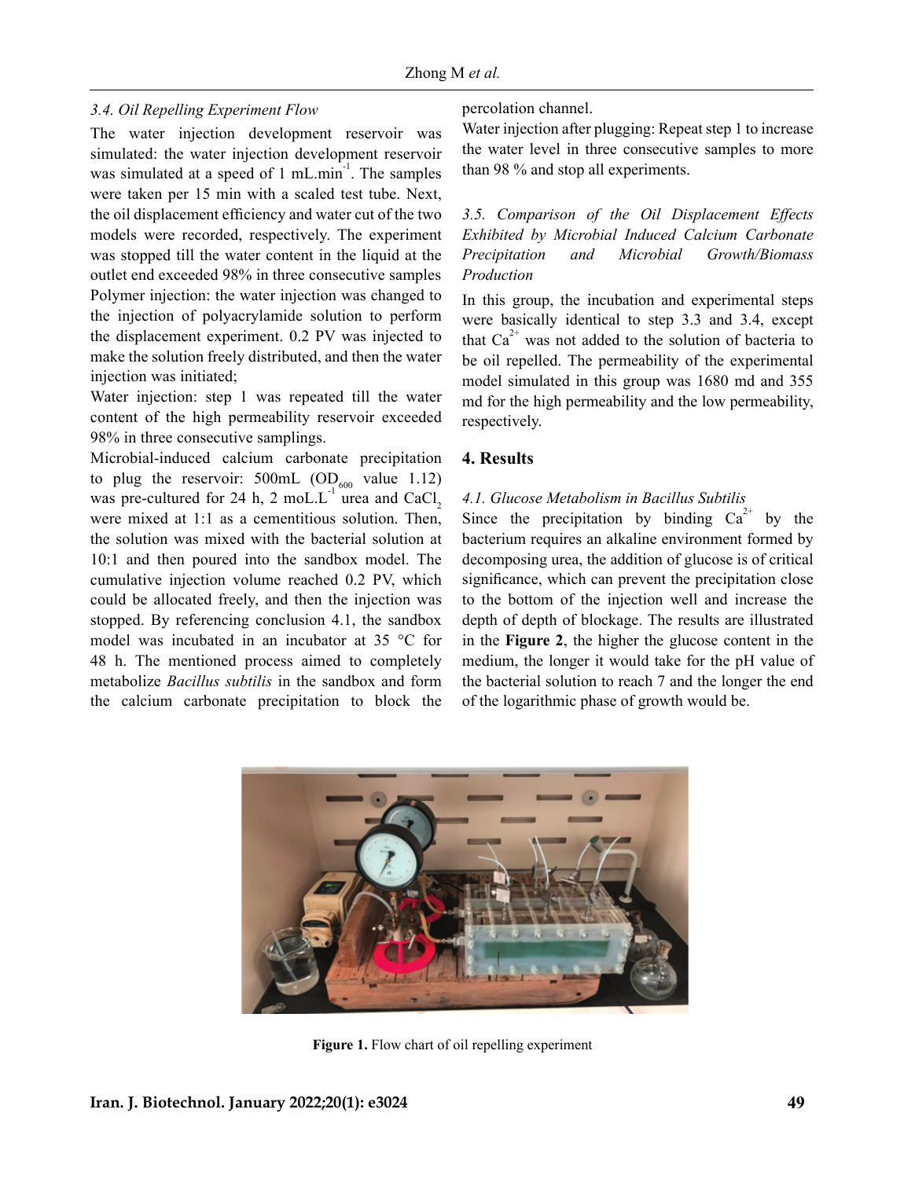### 3.4. Oil Repelling Experiment Flow

The water injection development reservoir was simulated: the water injection development reservoir was simulated at a speed of 1 mL.min$^{-1}$. The samples were taken per 15 min with a scaled test tube. Next, the oil displacement efficiency and water cut of the two models were recorded, respectively. The experiment was stopped till the water content in the liquid at the outlet end exceeded 98% in three consecutive samples

Polymer injection: the water injection was changed to the injection of polyacrylamide solution to perform the displacement experiment. 0.2 PV was injected to make the solution freely distributed, and then the water injection was initiated;

Water injection: step 1 was repeated till the water content of the high permeability reservoir exceeded 98% in three consecutive samplings.

Microbial-induced calcium carbonate precipitation to plug the reservoir: 500mL ($OD_{600}$ value 1.12) was pre-cultured for 24 h, 2 moL.L$^{-1}$ urea and $CaCl_2$ were mixed at 1:1 as a cementitious solution. Then, the solution was mixed with the bacterial solution at 10:1 and then poured into the sandbox model. The cumulative injection volume reached 0.2 PV, which could be allocated freely, and then the injection was stopped. By referencing conclusion 4.1, the sandbox model was incubated in an incubator at 35 °C for 48 h. The mentioned process aimed to completely metabolize *Bacillus subtilis* in the sandbox and form the calcium carbonate precipitation to block the percolation channel.

Water injection after plugging: Repeat step 1 to increase the water level in three consecutive samples to more than 98 % and stop all experiments.

### 3.5. Comparison of the Oil Displacement Effects Exhibited by Microbial Induced Calcium Carbonate Precipitation and Microbial Growth/Biomass Production

In this group, the incubation and experimental steps were basically identical to step 3.3 and 3.4, except that $Ca^{2+}$ was not added to the solution of bacteria to be oil repelled. The permeability of the experimental model simulated in this group was 1680 md and 355 md for the high permeability and the low permeability, respectively.

## 4. Results

### 4.1. Glucose Metabolism in Bacillus Subtilis

Since the precipitation by binding $Ca^{2+}$ by the bacterium requires an alkaline environment formed by decomposing urea, the addition of glucose is of critical significance, which can prevent the precipitation close to the bottom of the injection well and increase the depth of depth of blockage. The results are illustrated in the **Figure 2**, the higher the glucose content in the medium, the longer it would take for the pH value of the bacterial solution to reach 7 and the longer the end of the logarithmic phase of growth would be.

**Figure 1.** Flow chart of oil repelling experiment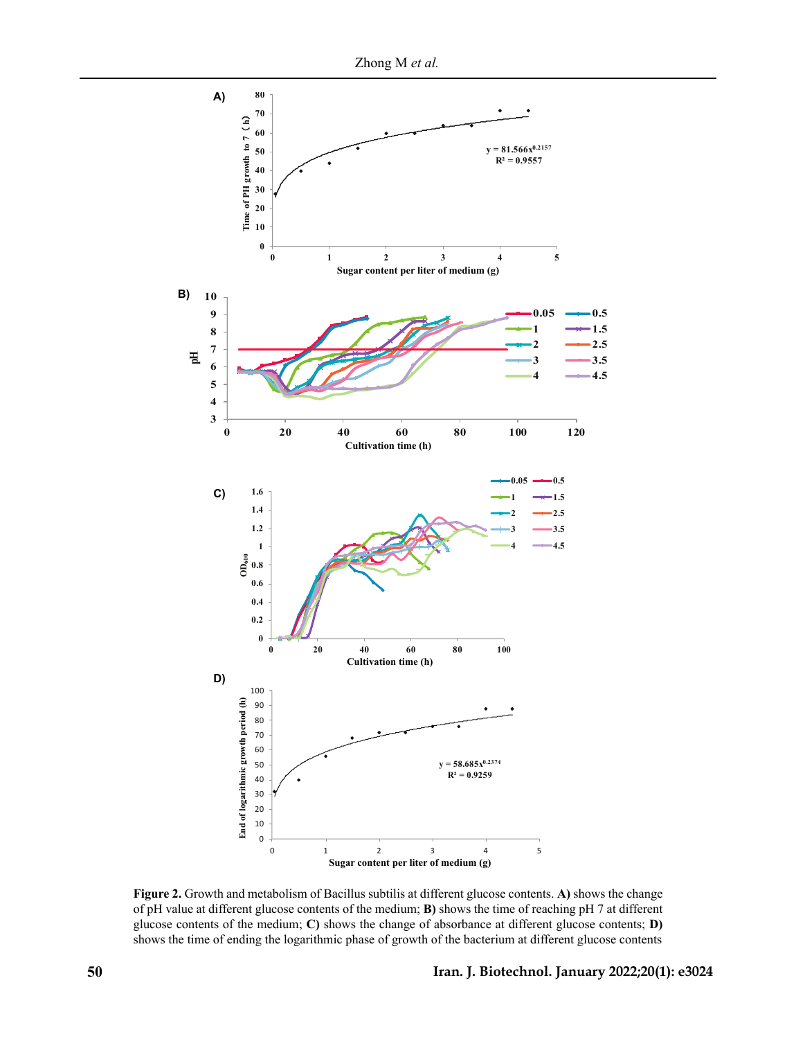**Figure 2.** Growth and metabolism of Bacillus subtilis at different glucose contents. **A)** shows the change of pH value at different glucose contents of the medium; **B)** shows the time of reaching pH 7 at different glucose contents of the medium; **C)** shows the change of absorbance at different glucose contents; **D)** shows the time of ending the logarithmic phase of growth of the bacterium at different glucose contents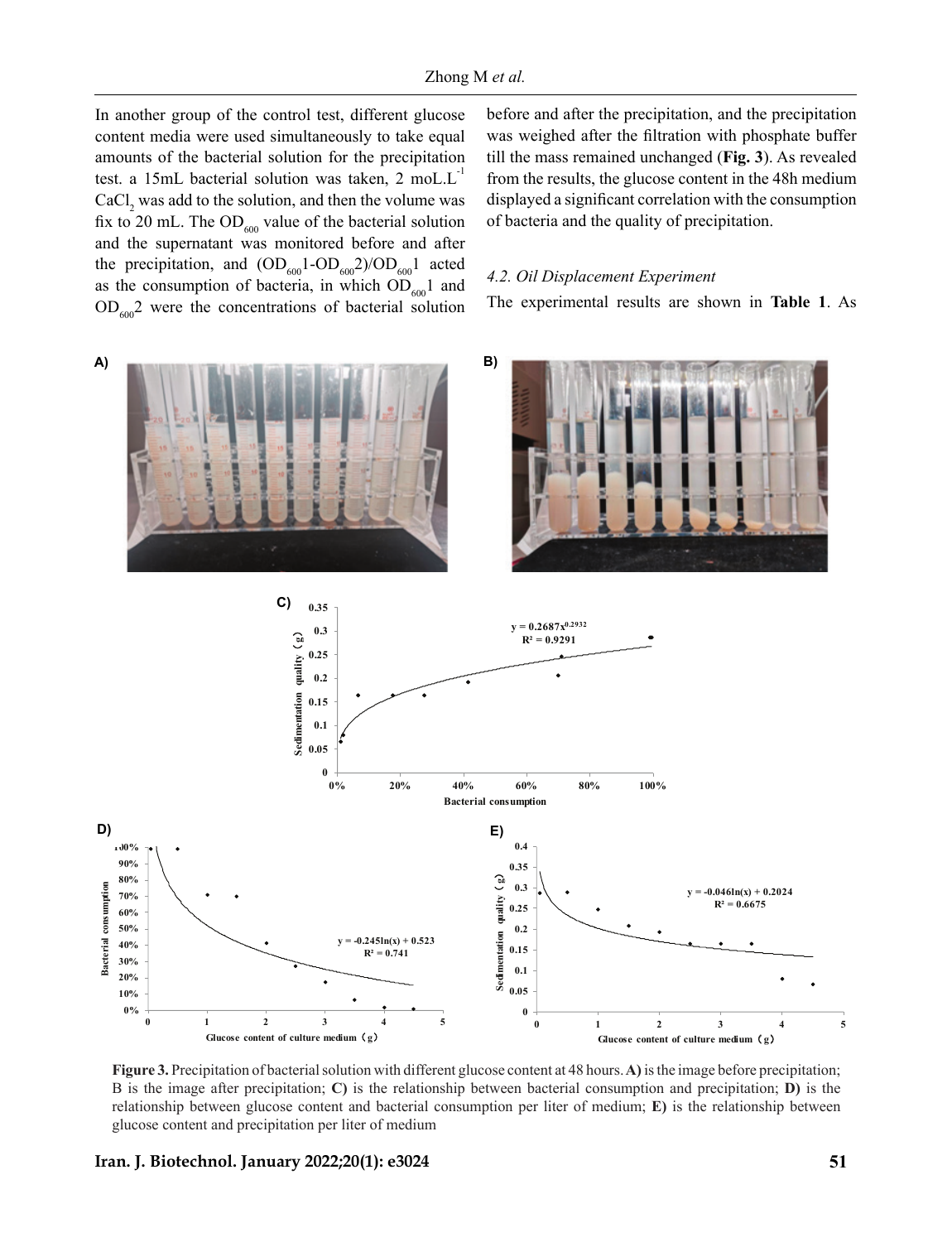In another group of the control test, different glucose content media were used simultaneously to take equal amounts of the bacterial solution for the precipitation test. a 15mL bacterial solution was taken, 2 moL.$L^{-1}$ $CaCl_2$ was add to the solution, and then the volume was fix to 20 mL. The $OD_{600}$ value of the bacterial solution and the supernatant was monitored before and after the precipitation, and $(OD_{600}1\text{-}OD_{600}2)/OD_{600}1$ acted as the consumption of bacteria, in which $OD_{600}1$ and $OD_{600}2$ were the concentrations of bacterial solution before and after the precipitation, and the precipitation was weighed after the filtration with phosphate buffer till the mass remained unchanged (**Fig. 3**). As revealed from the results, the glucose content in the 48h medium displayed a significant correlation with the consumption of bacteria and the quality of precipitation.

### *4.2. Oil Displacement Experiment*

The experimental results are shown in **Table 1**. As

**Figure 3.** Precipitation of bacterial solution with different glucose content at 48 hours. **A)** is the image before precipitation; B is the image after precipitation; **C)** is the relationship between bacterial consumption and precipitation; **D)** is the relationship between glucose content and bacterial consumption per liter of medium; **E)** is the relationship between glucose content and precipitation per liter of medium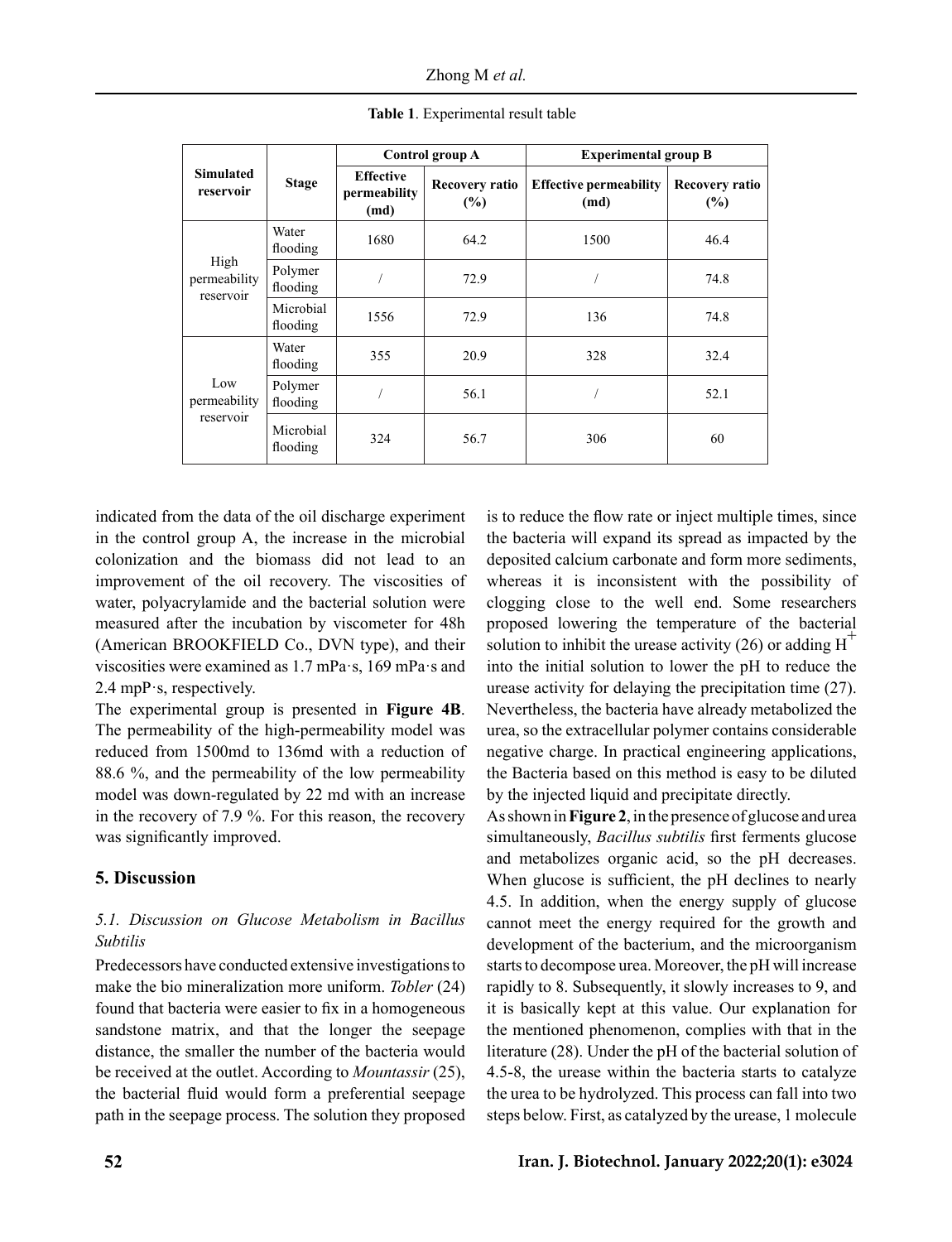**Table 1**. Experimental result table

| Simulated reservoir | Stage | Control group A | | Experimental group B | |
|---|---|---|---|---|---|
| | | Effective permeability (md) | Recovery ratio (%) | Effective permeability (md) | Recovery ratio (%) |
| High permeability reservoir | Water flooding | 1680 | 64.2 | 1500 | 46.4 |
| | Polymer flooding | / | 72.9 | / | 74.8 |
| | Microbial flooding | 1556 | 72.9 | 136 | 74.8 |
| Low permeability reservoir | Water flooding | 355 | 20.9 | 328 | 32.4 |
| | Polymer flooding | / | 56.1 | / | 52.1 |
| | Microbial flooding | 324 | 56.7 | 306 | 60 |

indicated from the data of the oil discharge experiment in the control group A, the increase in the microbial colonization and the biomass did not lead to an improvement of the oil recovery. The viscosities of water, polyacrylamide and the bacterial solution were measured after the incubation by viscometer for 48h (American BROOKFIELD Co., DVN type), and their viscosities were examined as 1.7 mPa·s, 169 mPa·s and 2.4 mpP·s, respectively.

The experimental group is presented in **Figure 4B**. The permeability of the high-permeability model was reduced from 1500md to 136md with a reduction of 88.6 %, and the permeability of the low permeability model was down-regulated by 22 md with an increase in the recovery of 7.9 %. For this reason, the recovery was significantly improved.

## 5. Discussion

### *5.1. Discussion on Glucose Metabolism in Bacillus Subtilis*

Predecessors have conducted extensive investigations to make the bio mineralization more uniform. *Tobler* (24) found that bacteria were easier to fix in a homogeneous sandstone matrix, and that the longer the seepage distance, the smaller the number of the bacteria would be received at the outlet. According to *Mountassir* (25), the bacterial fluid would form a preferential seepage path in the seepage process. The solution they proposed is to reduce the flow rate or inject multiple times, since the bacteria will expand its spread as impacted by the deposited calcium carbonate and form more sediments, whereas it is inconsistent with the possibility of clogging close to the well end. Some researchers proposed lowering the temperature of the bacterial solution to inhibit the urease activity (26) or adding $H^+$ into the initial solution to lower the pH to reduce the urease activity for delaying the precipitation time (27). Nevertheless, the bacteria have already metabolized the urea, so the extracellular polymer contains considerable negative charge. In practical engineering applications, the Bacteria based on this method is easy to be diluted by the injected liquid and precipitate directly.

As shown in **Figure 2**, in the presence of glucose and urea simultaneously, *Bacillus subtilis* first ferments glucose and metabolizes organic acid, so the pH decreases. When glucose is sufficient, the pH declines to nearly 4.5. In addition, when the energy supply of glucose cannot meet the energy required for the growth and development of the bacterium, and the microorganism starts to decompose urea. Moreover, the pH will increase rapidly to 8. Subsequently, it slowly increases to 9, and it is basically kept at this value. Our explanation for the mentioned phenomenon, complies with that in the literature (28). Under the pH of the bacterial solution of 4.5-8, the urease within the bacteria starts to catalyze the urea to be hydrolyzed. This process can fall into two steps below. First, as catalyzed by the urease, 1 molecule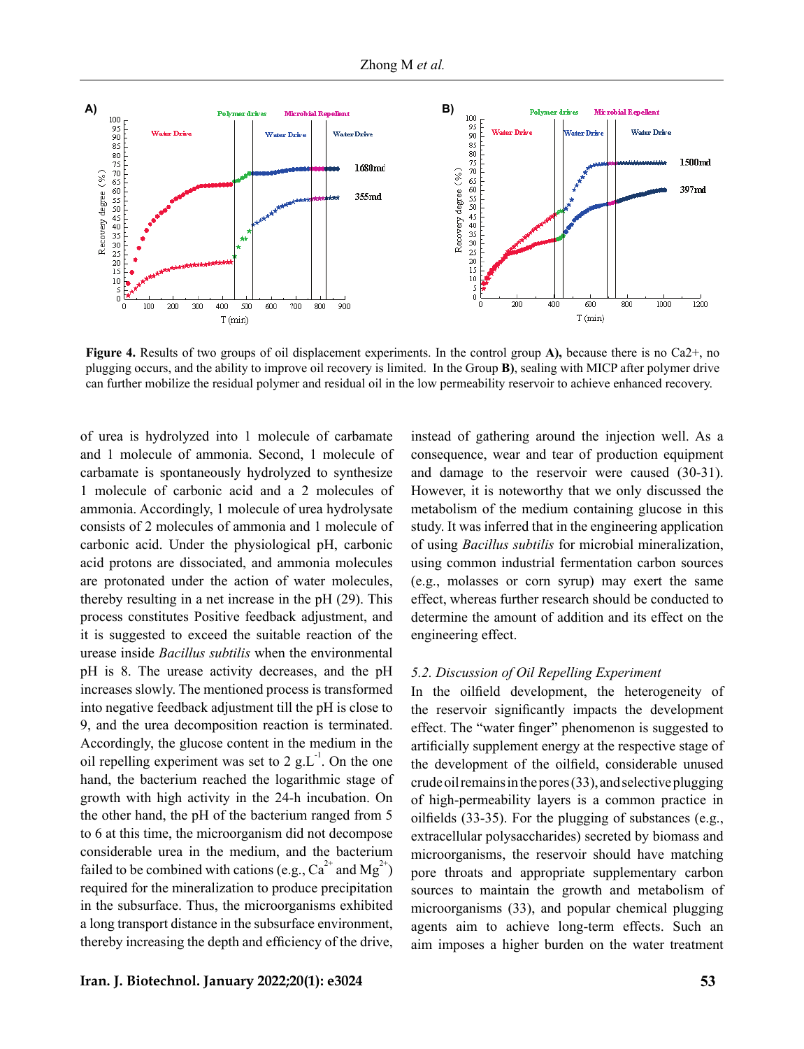**Figure 4.** Results of two groups of oil displacement experiments. In the control group **A),** because there is no Ca2+, no plugging occurs, and the ability to improve oil recovery is limited. In the Group **B)**, sealing with MICP after polymer drive can further mobilize the residual polymer and residual oil in the low permeability reservoir to achieve enhanced recovery.

of urea is hydrolyzed into 1 molecule of carbamate and 1 molecule of ammonia. Second, 1 molecule of carbamate is spontaneously hydrolyzed to synthesize 1 molecule of carbonic acid and a 2 molecules of ammonia. Accordingly, 1 molecule of urea hydrolysate consists of 2 molecules of ammonia and 1 molecule of carbonic acid. Under the physiological pH, carbonic acid protons are dissociated, and ammonia molecules are protonated under the action of water molecules, thereby resulting in a net increase in the pH (29). This process constitutes Positive feedback adjustment, and it is suggested to exceed the suitable reaction of the urease inside *Bacillus subtilis* when the environmental pH is 8. The urease activity decreases, and the pH increases slowly. The mentioned process is transformed into negative feedback adjustment till the pH is close to 9, and the urea decomposition reaction is terminated. Accordingly, the glucose content in the medium in the oil repelling experiment was set to 2 $g.L^{-1}$. On the one hand, the bacterium reached the logarithmic stage of growth with high activity in the 24-h incubation. On the other hand, the pH of the bacterium ranged from 5 to 6 at this time, the microorganism did not decompose considerable urea in the medium, and the bacterium failed to be combined with cations (e.g., $Ca^{2+}$ and $Mg^{2+}$) required for the mineralization to produce precipitation in the subsurface. Thus, the microorganisms exhibited a long transport distance in the subsurface environment, thereby increasing the depth and efficiency of the drive, instead of gathering around the injection well. As a consequence, wear and tear of production equipment and damage to the reservoir were caused (30-31). However, it is noteworthy that we only discussed the metabolism of the medium containing glucose in this study. It was inferred that in the engineering application of using *Bacillus subtilis* for microbial mineralization, using common industrial fermentation carbon sources (e.g., molasses or corn syrup) may exert the same effect, whereas further research should be conducted to determine the amount of addition and its effect on the engineering effect.

### *5.2. Discussion of Oil Repelling Experiment*

In the oilfield development, the heterogeneity of the reservoir significantly impacts the development effect. The "water finger" phenomenon is suggested to artificially supplement energy at the respective stage of the development of the oilfield, considerable unused crude oil remains in the pores (33), and selective plugging of high-permeability layers is a common practice in oilfields (33-35). For the plugging of substances (e.g., extracellular polysaccharides) secreted by biomass and microorganisms, the reservoir should have matching pore throats and appropriate supplementary carbon sources to maintain the growth and metabolism of microorganisms (33), and popular chemical plugging agents aim to achieve long-term effects. Such an aim imposes a higher burden on the water treatment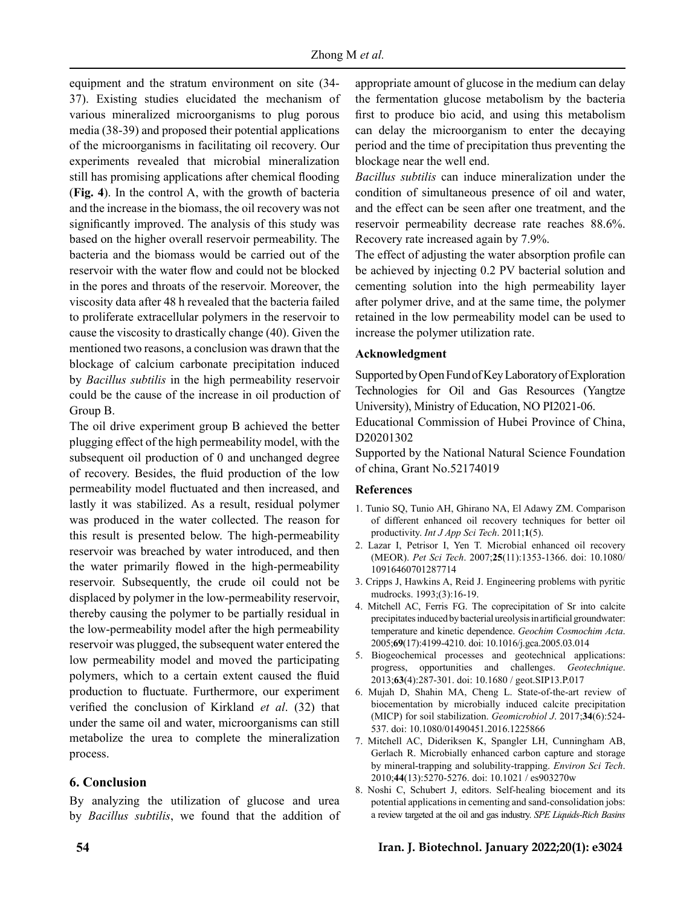equipment and the stratum environment on site (34-37). Existing studies elucidated the mechanism of various mineralized microorganisms to plug porous media (38-39) and proposed their potential applications of the microorganisms in facilitating oil recovery. Our experiments revealed that microbial mineralization still has promising applications after chemical flooding (**Fig. 4**). In the control A, with the growth of bacteria and the increase in the biomass, the oil recovery was not significantly improved. The analysis of this study was based on the higher overall reservoir permeability. The bacteria and the biomass would be carried out of the reservoir with the water flow and could not be blocked in the pores and throats of the reservoir. Moreover, the viscosity data after 48 h revealed that the bacteria failed to proliferate extracellular polymers in the reservoir to cause the viscosity to drastically change (40). Given the mentioned two reasons, a conclusion was drawn that the blockage of calcium carbonate precipitation induced by *Bacillus subtilis* in the high permeability reservoir could be the cause of the increase in oil production of Group B.

The oil drive experiment group B achieved the better plugging effect of the high permeability model, with the subsequent oil production of 0 and unchanged degree of recovery. Besides, the fluid production of the low permeability model fluctuated and then increased, and lastly it was stabilized. As a result, residual polymer was produced in the water collected. The reason for this result is presented below. The high-permeability reservoir was breached by water introduced, and then the water primarily flowed in the high-permeability reservoir. Subsequently, the crude oil could not be displaced by polymer in the low-permeability reservoir, thereby causing the polymer to be partially residual in the low-permeability model after the high permeability reservoir was plugged, the subsequent water entered the low permeability model and moved the participating polymers, which to a certain extent caused the fluid production to fluctuate. Furthermore, our experiment verified the conclusion of Kirkland *et al*. (32) that under the same oil and water, microorganisms can still metabolize the urea to complete the mineralization process.

## 6. Conclusion

By analyzing the utilization of glucose and urea by *Bacillus subtilis*, we found that the addition of appropriate amount of glucose in the medium can delay the fermentation glucose metabolism by the bacteria first to produce bio acid, and using this metabolism can delay the microorganism to enter the decaying period and the time of precipitation thus preventing the blockage near the well end.

*Bacillus subtilis* can induce mineralization under the condition of simultaneous presence of oil and water, and the effect can be seen after one treatment, and the reservoir permeability decrease rate reaches 88.6%. Recovery rate increased again by 7.9%.

The effect of adjusting the water absorption profile can be achieved by injecting 0.2 PV bacterial solution and cementing solution into the high permeability layer after polymer drive, and at the same time, the polymer retained in the low permeability model can be used to increase the polymer utilization rate.

### Acknowledgment

Supported by Open Fund of Key Laboratory of Exploration Technologies for Oil and Gas Resources (Yangtze University), Ministry of Education, NO PI2021-06.

Educational Commission of Hubei Province of China, D20201302

Supported by the National Natural Science Foundation of china, Grant No.52174019

### References

1. Tunio SQ, Tunio AH, Ghirano NA, El Adawy ZM. Comparison of different enhanced oil recovery techniques for better oil productivity. *Int J App Sci Tech*. 2011;**1**(5).
2. Lazar I, Petrisor I, Yen T. Microbial enhanced oil recovery (MEOR). *Pet Sci Tech*. 2007;**25**(11):1353-1366. doi: 10.1080/10916460701287714
3. Cripps J, Hawkins A, Reid J. Engineering problems with pyritic mudrocks. 1993;(3):16-19.
4. Mitchell AC, Ferris FG. The coprecipitation of Sr into calcite precipitates induced by bacterial ureolysis in artificial groundwater: temperature and kinetic dependence. *Geochim Cosmochim Acta*. 2005;**69**(17):4199-4210. doi: 10.1016/j.gca.2005.03.014
5. Biogeochemical processes and geotechnical applications: progress, opportunities and challenges. *Geotechnique*. 2013;**63**(4):287-301. doi: 10.1680 / geot.SIP13.P.017
6. Mujah D, Shahin MA, Cheng L. State-of-the-art review of biocementation by microbially induced calcite precipitation (MICP) for soil stabilization. *Geomicrobiol J*. 2017;**34**(6):524-537. doi: 10.1080/01490451.2016.1225866
7. Mitchell AC, Dideriksen K, Spangler LH, Cunningham AB, Gerlach R. Microbially enhanced carbon capture and storage by mineral-trapping and solubility-trapping. *Environ Sci Tech*. 2010;**44**(13):5270-5276. doi: 10.1021 / es903270w
8. Noshi C, Schubert J, editors. Self-healing biocement and its potential applications in cementing and sand-consolidation jobs: a review targeted at the oil and gas industry. *SPE Liquids-Rich Basins*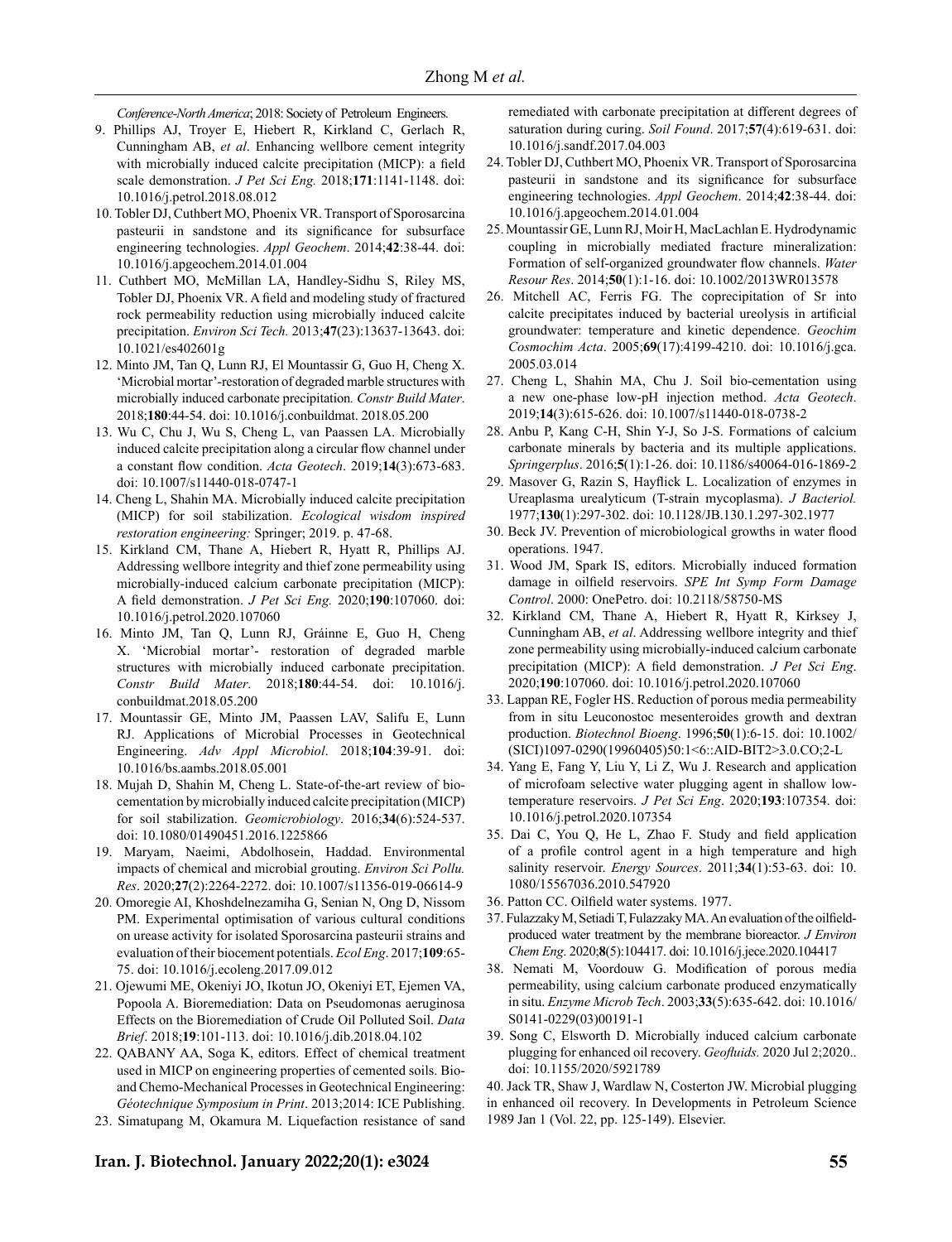*Conference-North America*; 2018: Society of Petroleum Engineers.

9. Phillips AJ, Troyer E, Hiebert R, Kirkland C, Gerlach R, Cunningham AB, *et al*. Enhancing wellbore cement integrity with microbially induced calcite precipitation (MICP): a field scale demonstration. *J Pet Sci Eng.* 2018;**171**:1141-1148. doi: 10.1016/j.petrol.2018.08.012
10. Tobler DJ, Cuthbert MO, Phoenix VR. Transport of Sporosarcina pasteurii in sandstone and its significance for subsurface engineering technologies. *Appl Geochem*. 2014;**42**:38-44. doi: 10.1016/j.apgeochem.2014.01.004
11. Cuthbert MO, McMillan LA, Handley-Sidhu S, Riley MS, Tobler DJ, Phoenix VR. A field and modeling study of fractured rock permeability reduction using microbially induced calcite precipitation. *Environ Sci Tech.* 2013;**47**(23):13637-13643. doi: 10.1021/es402601g
12. Minto JM, Tan Q, Lunn RJ, El Mountassir G, Guo H, Cheng X. 'Microbial mortar'-restoration of degraded marble structures with microbially induced carbonate precipitation. *Constr Build Mater*. 2018;**180**:44-54. doi: 10.1016/j.conbuildmat. 2018.05.200
13. Wu C, Chu J, Wu S, Cheng L, van Paassen LA. Microbially induced calcite precipitation along a circular flow channel under a constant flow condition. *Acta Geotech*. 2019;**14**(3):673-683. doi: 10.1007/s11440-018-0747-1
14. Cheng L, Shahin MA. Microbially induced calcite precipitation (MICP) for soil stabilization. *Ecological wisdom inspired restoration engineering:* Springer; 2019. p. 47-68.
15. Kirkland CM, Thane A, Hiebert R, Hyatt R, Phillips AJ. Addressing wellbore integrity and thief zone permeability using microbially-induced calcium carbonate precipitation (MICP): A field demonstration. *J Pet Sci Eng.* 2020;**190**:107060. doi: 10.1016/j.petrol.2020.107060
16. Minto JM, Tan Q, Lunn RJ, Gráinne E, Guo H, Cheng X. 'Microbial mortar'- restoration of degraded marble structures with microbially induced carbonate precipitation. *Constr Build Mater*. 2018;**180**:44-54. doi: 10.1016/j. conbuildmat.2018.05.200
17. Mountassir GE, Minto JM, Paassen LAV, Salifu E, Lunn RJ. Applications of Microbial Processes in Geotechnical Engineering. *Adv Appl Microbiol*. 2018;**104**:39-91. doi: 10.1016/bs.aambs.2018.05.001
18. Mujah D, Shahin M, Cheng L. State-of-the-art review of bio-cementation by microbially induced calcite precipitation (MICP) for soil stabilization. *Geomicrobiology*. 2016;**34**(6):524-537. doi: 10.1080/01490451.2016.1225866
19. Maryam, Naeimi, Abdolhosein, Haddad. Environmental impacts of chemical and microbial grouting. *Environ Sci Pollu. Res*. 2020;**27**(2):2264-2272. doi: 10.1007/s11356-019-06614-9
20. Omoregie AI, Khoshdelnezamiha G, Senian N, Ong D, Nissom PM. Experimental optimisation of various cultural conditions on urease activity for isolated Sporosarcina pasteurii strains and evaluation of their biocement potentials. *Ecol Eng*. 2017;**109**:65-75. doi: 10.1016/j.ecoleng.2017.09.012
21. Ojewumi ME, Okeniyi JO, Ikotun JO, Okeniyi ET, Ejemen VA, Popoola A. Bioremediation: Data on Pseudomonas aeruginosa Effects on the Bioremediation of Crude Oil Polluted Soil. *Data Brief*. 2018;**19**:101-113. doi: 10.1016/j.dib.2018.04.102
22. QABANY AA, Soga K, editors. Effect of chemical treatment used in MICP on engineering properties of cemented soils. Bio-and Chemo-Mechanical Processes in Geotechnical Engineering: *Géotechnique Symposium in Print*. 2013;2014: ICE Publishing.
23. Simatupang M, Okamura M. Liquefaction resistance of sand remediated with carbonate precipitation at different degrees of saturation during curing. *Soil Found*. 2017;**57**(4):619-631. doi: 10.1016/j.sandf.2017.04.003
24. Tobler DJ, Cuthbert MO, Phoenix VR. Transport of Sporosarcina pasteurii in sandstone and its significance for subsurface engineering technologies. *Appl Geochem*. 2014;**42**:38-44. doi: 10.1016/j.apgeochem.2014.01.004
25. Mountassir GE, Lunn RJ, Moir H, MacLachlan E. Hydrodynamic coupling in microbially mediated fracture mineralization: Formation of self-organized groundwater flow channels. *Water Resour Res*. 2014;**50**(1):1-16. doi: 10.1002/2013WR013578
26. Mitchell AC, Ferris FG. The coprecipitation of Sr into calcite precipitates induced by bacterial ureolysis in artificial groundwater: temperature and kinetic dependence. *Geochim Cosmochim Acta*. 2005;**69**(17):4199-4210. doi: 10.1016/j.gca. 2005.03.014
27. Cheng L, Shahin MA, Chu J. Soil bio-cementation using a new one-phase low-pH injection method. *Acta Geotech*. 2019;**14**(3):615-626. doi: 10.1007/s11440-018-0738-2
28. Anbu P, Kang C-H, Shin Y-J, So J-S. Formations of calcium carbonate minerals by bacteria and its multiple applications. *Springerplus*. 2016;**5**(1):1-26. doi: 10.1186/s40064-016-1869-2
29. Masover G, Razin S, Hayflick L. Localization of enzymes in Ureaplasma urealyticum (T-strain mycoplasma). *J Bacteriol.* 1977;**130**(1):297-302. doi: 10.1128/JB.130.1.297-302.1977
30. Beck JV. Prevention of microbiological growths in water flood operations. 1947.
31. Wood JM, Spark IS, editors. Microbially induced formation damage in oilfield reservoirs. *SPE Int Symp Form Damage Control*. 2000: OnePetro. doi: 10.2118/58750-MS
32. Kirkland CM, Thane A, Hiebert R, Hyatt R, Kirksey J, Cunningham AB, *et al*. Addressing wellbore integrity and thief zone permeability using microbially-induced calcium carbonate precipitation (MICP): A field demonstration. *J Pet Sci Eng*. 2020;**190**:107060. doi: 10.1016/j.petrol.2020.107060
33. Lappan RE, Fogler HS. Reduction of porous media permeability from in situ Leuconostoc mesenteroides growth and dextran production. *Biotechnol Bioeng*. 1996;**50**(1):6-15. doi: 10.1002/(SICI)1097-0290(19960405)50:1<6::AID-BIT2>3.0.CO;2-L
34. Yang E, Fang Y, Liu Y, Li Z, Wu J. Research and application of microfoam selective water plugging agent in shallow low-temperature reservoirs. *J Pet Sci Eng*. 2020;**193**:107354. doi: 10.1016/j.petrol.2020.107354
35. Dai C, You Q, He L, Zhao F. Study and field application of a profile control agent in a high temperature and high salinity reservoir. *Energy Sources*. 2011;**34**(1):53-63. doi: 10. 1080/15567036.2010.547920
36. Patton CC. Oilfield water systems. 1977.
37. Fulazzaky M, Setiadi T, Fulazzaky MA. An evaluation of the oilfield-produced water treatment by the membrane bioreactor. *J Environ Chem Eng*. 2020;**8**(5):104417. doi: 10.1016/j.jece.2020.104417
38. Nemati M, Voordouw G. Modification of porous media permeability, using calcium carbonate produced enzymatically in situ. *Enzyme Microb Tech*. 2003;**33**(5):635-642. doi: 10.1016/S0141-0229(03)00191-1
39. Song C, Elsworth D. Microbially induced calcium carbonate plugging for enhanced oil recovery. *Geofluids.* 2020 Jul 2;2020.. doi: 10.1155/2020/5921789
40. Jack TR, Shaw J, Wardlaw N, Costerton JW. Microbial plugging in enhanced oil recovery. In Developments in Petroleum Science 1989 Jan 1 (Vol. 22, pp. 125-149). Elsevier.